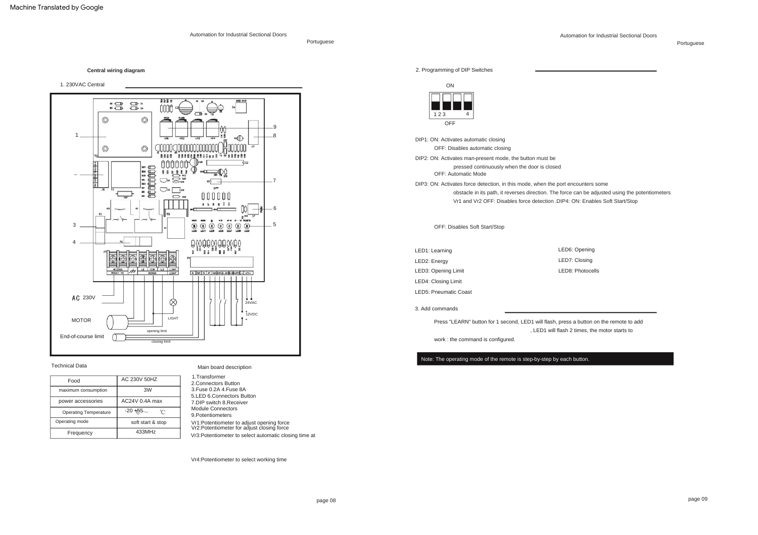Machine Translated by Google

## Central wiring diagram

### 1. 230VAC Central

AC 230V

MOTOR

LIGHT

End-of-course limit

opening limit

closing limit

24VAC

12VDC

### Technical Data

| Food | AC 230V 50HZ |
|---|---|
| maximum consumption | 3W |
| power accessories | AC24V 0.4A max |
| Operating Temperature | -20 +55 ℃ |
| Operating mode | soft start & stop |
| Frequency | 433MHz |

### Main board description

1.Transformer
2.Connectors Button
3.Fuse 0.2A 4.Fuse 8A
5.LED 6.Connectors Button
7.DIP switch 8.Receiver
Module Connectors
9.Potentiometers

Vr1:Potentiometer to adjust opening force
Vr2:Potentiometer for adjust closing force
Vr3:Potentiometer to select automatic closing time at

Vr4:Potentiometer to select working time

### 2. Programming of DIP Switches

ON

1 2 3 4

OFF

DIP1: ON: Activates automatic closing
OFF: Disables automatic closing

DIP2: ON: Activates man-present mode, the button must be pressed continuously when the door is closed
OFF: Automatic Mode

DIP3: ON: Activates force detection, in this mode, when the port encounters some obstacle in its path, it reverses direction. The force can be adjusted using the potentiometers Vr1 and Vr2 OFF: Disables force detection .DIP4: ON: Enables Soft Start/Stop

OFF: Disables Soft Start/Stop

LED1: Learning
LED2: Energy
LED3: Opening Limit
LED4: Closing Limit
LED5: Pneumatic Coast
LED6: Opening
LED7: Closing
LED8: Photocells

### 3. Add commands

Press "LEARN" button for 1 second, LED1 will flash, press a button on the remote to add , LED1 will flash 2 times, the motor starts to work : the command is configured.

Note: The operating mode of the remote is step-by-step by each button.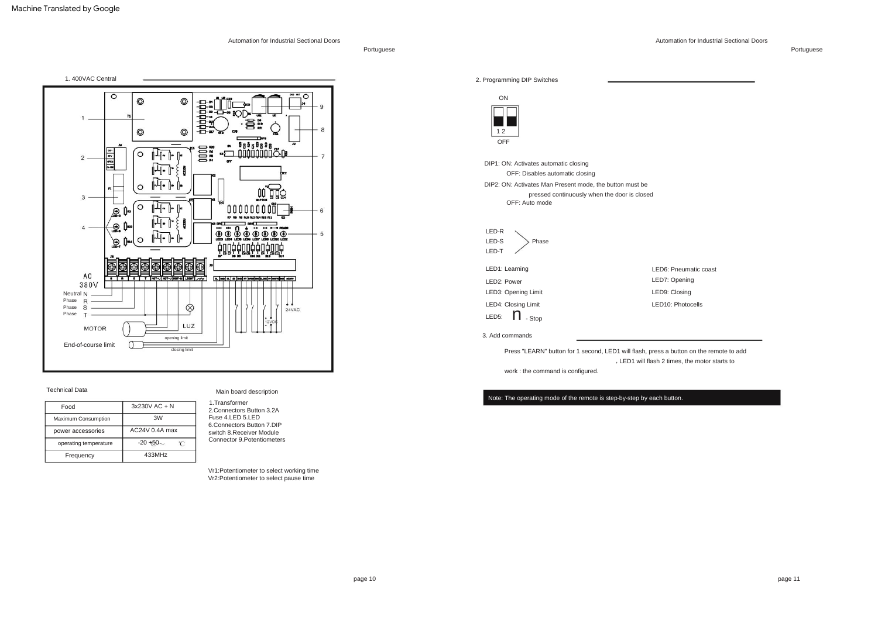Machine Translated by Google

## 1. 400VAC Central

1. AC 380V
Neutral N
Phase R
Phase S
Phase T
MOTOR
LUZ
End-of-course limit
opening limit
closing limit
24VAC
12VDC

### Technical Data

| Food | 3x230V AC + N |
|---|---|
| Maximum Consumption | 3W |
| power accessories | AC24V 0.4A max |
| operating temperature | -20 +50 ℃ |
| Frequency | 433MHz |

### Main board description

1.Transformer
2.Connectors Button 3.2A Fuse 4.LED 5.LED
6.Connectors Button 7.DIP switch 8.Receiver Module Connector 9.Potentiometers

Vr1:Potentiometer to select working time
Vr2:Potentiometer to select pause time

## 2. Programming DIP Switches

ON
1 2
OFF

DIP1: ON: Activates automatic closing
OFF: Disables automatic closing
DIP2: ON: Activates Man Present mode, the button must be pressed continuously when the door is closed
OFF: Auto mode

LED-R
LED-S — Phase
LED-T

LED1: Learning
LED2: Power
LED3: Opening Limit
LED4: Closing Limit
LED5: n - Stop
LED6: Pneumatic coast
LED7: Opening
LED9: Closing
LED10: Photocells

## 3. Add commands

Press "LEARN" button for 1 second, LED1 will flash, press a button on the remote to add , LED1 will flash 2 times, the motor starts to work : the command is configured.

Note: The operating mode of the remote is step-by-step by each button.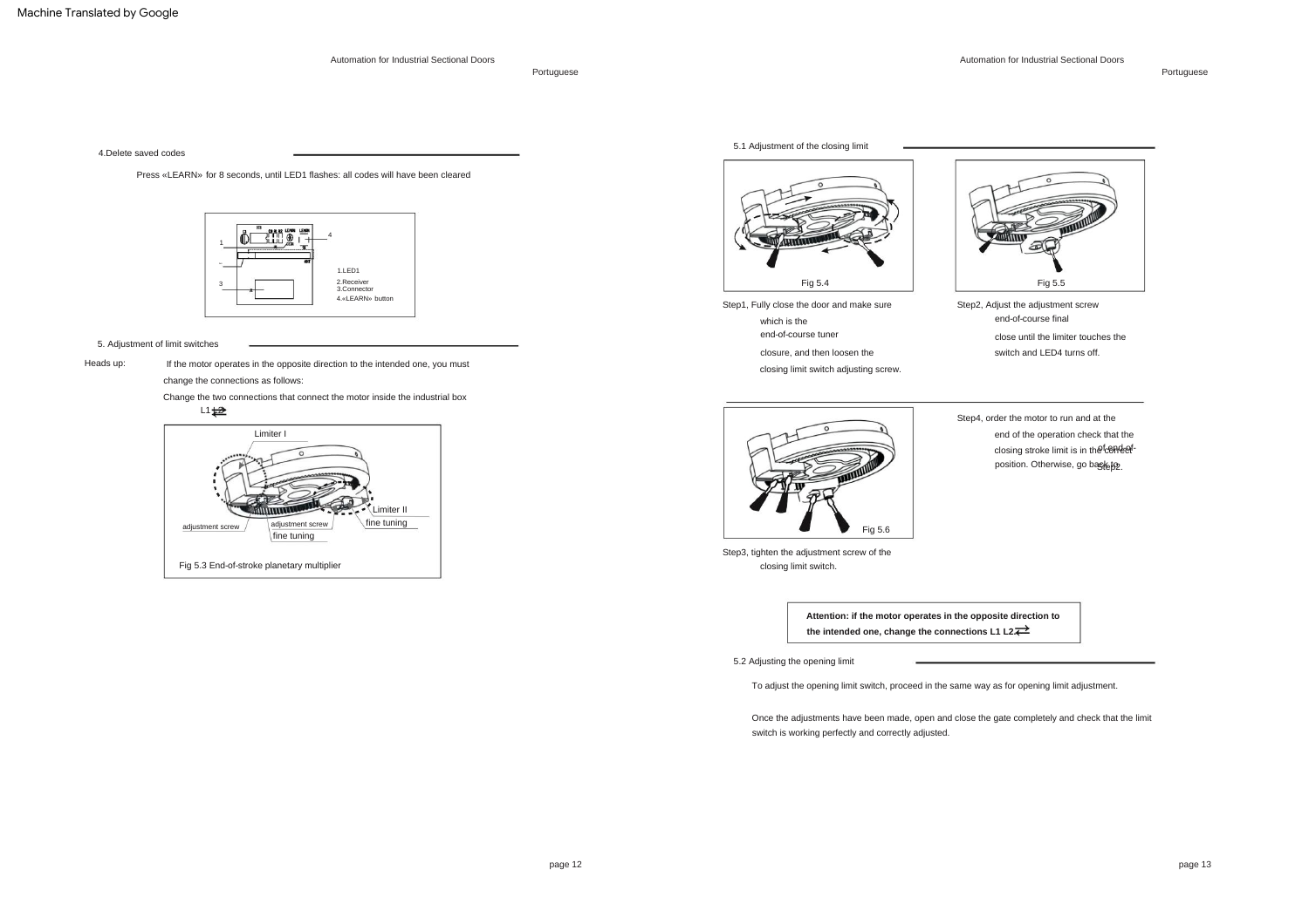Machine Translated by Google

## 4.Delete saved codes

Press «LEARN» for 8 seconds, until LEDI flashes: all codes will have been cleared

1.LED1
2.Receiver
3.Connector
4.«LEARN» button

## 5. Adjustment of limit switches

Heads up: If the motor operates in the opposite direction to the intended one, you must change the connections as follows:

Change the two connections that connect the motor inside the industrial box

L1⇄

Limiter I

Limiter II

adjustment screw

adjustment screw

fine tuning

fine tuning

Fig 5.3 End-of-stroke planetary multiplier

### 5.1 Adjustment of the closing limit

Fig 5.4

Step1, Fully close the door and make sure which is the end-of-course tuner closure, and then loosen the closing limit switch adjusting screw.

Fig 5.5

Step2, Adjust the adjustment screw end-of-course final close until the limiter touches the switch and LED4 turns off.

Fig 5.6

Step3, tighten the adjustment screw of the closing limit switch.

Step4, order the motor to run and at the end of the operation check that the closing stroke limit is in the correct end-of-position. Otherwise, go back to Step2.

**Attention: if the motor operates in the opposite direction to the intended one, change the connections L1 L2⇄**

### 5.2 Adjusting the opening limit

To adjust the opening limit switch, proceed in the same way as for opening limit adjustment.

Once the adjustments have been made, open and close the gate completely and check that the limit switch is working perfectly and correctly adjusted.